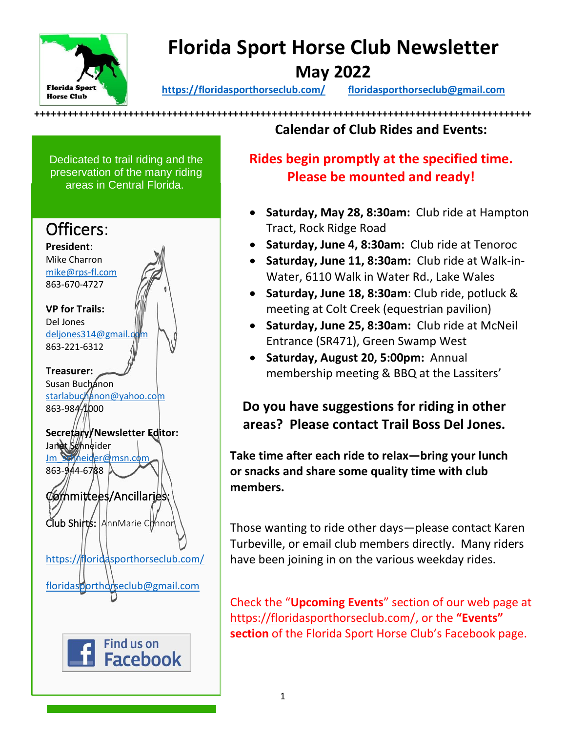# Florida Sport Horse Club Newsletter

## May 2022

https://floridasporthorseclub.com/ floridasporthorseclub@gmail.com

++++++++++++++++++++++++++++++++++++++++++++++++++++++++++++++++++++++++++++++++++++++++

Dedicated to trail riding and the preservation of the many riding areas in Central Florida.

## Officers:

**President**:
Mike Charron
mike@rps-fl.com
863-670-4727

**VP for Trails:**
Del Jones
deljones314@gmail.com
863-221-6312

**Treasurer:**
Susan Buchanon
starlabuchanon@yahoo.com
863-984-1000

**Secretary/Newsletter Editor:**
Janet Schneider
Jm_schneider@msn.com
863-944-6788

## Committees/Ancillaries:

**Club Shirts:** AnnMarie Connor

https://floridasporthorseclub.com/

floridasporthorseclub@gmail.com

Find us on Facebook

## Calendar of Club Rides and Events:

**Rides begin promptly at the specified time. Please be mounted and ready!**

- **Saturday, May 28, 8:30am:** Club ride at Hampton Tract, Rock Ridge Road
- **Saturday, June 4, 8:30am:** Club ride at Tenoroc
- **Saturday, June 11, 8:30am:** Club ride at Walk-in-Water, 6110 Walk in Water Rd., Lake Wales
- **Saturday, June 18, 8:30am**: Club ride, potluck & meeting at Colt Creek (equestrian pavilion)
- **Saturday, June 25, 8:30am:** Club ride at McNeil Entrance (SR471), Green Swamp West
- **Saturday, August 20, 5:00pm:** Annual membership meeting & BBQ at the Lassiters'

**Do you have suggestions for riding in other areas? Please contact Trail Boss Del Jones.**

**Take time after each ride to relax—bring your lunch or snacks and share some quality time with club members.**

Those wanting to ride other days—please contact Karen Turbeville, or email club members directly. Many riders have been joining in on the various weekday rides.

Check the "**Upcoming Events**" section of our web page at https://floridasporthorseclub.com/, or the **"Events" section** of the Florida Sport Horse Club's Facebook page.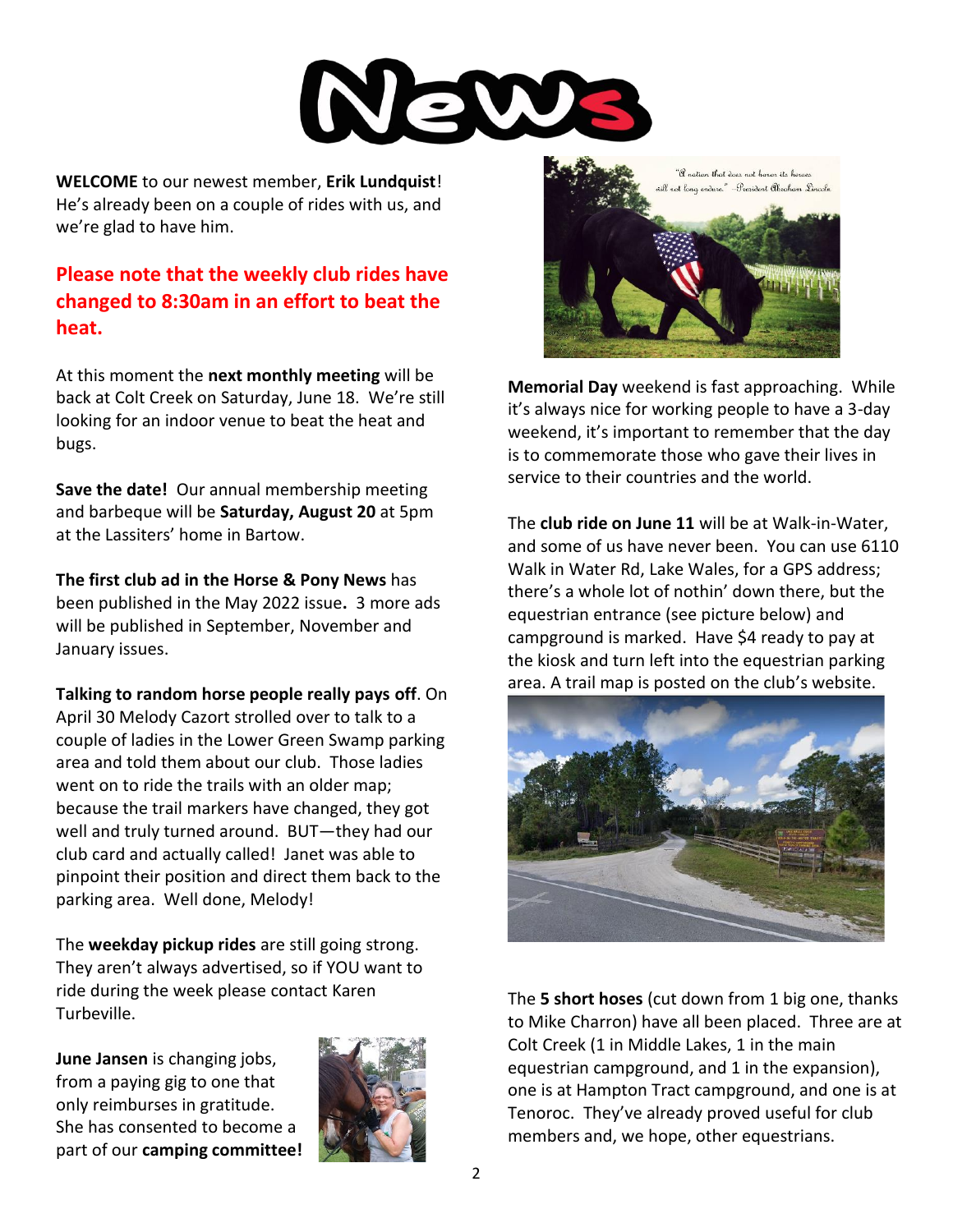# News

**WELCOME** to our newest member, **Erik Lundquist**! He's already been on a couple of rides with us, and we're glad to have him.

**Please note that the weekly club rides have changed to 8:30am in an effort to beat the heat.**

At this moment the **next monthly meeting** will be back at Colt Creek on Saturday, June 18. We're still looking for an indoor venue to beat the heat and bugs.

**Save the date!** Our annual membership meeting and barbeque will be **Saturday, August 20** at 5pm at the Lassiters' home in Bartow.

**The first club ad in the Horse & Pony News** has been published in the May 2022 issue**.** 3 more ads will be published in September, November and January issues.

**Talking to random horse people really pays off**. On April 30 Melody Cazort strolled over to talk to a couple of ladies in the Lower Green Swamp parking area and told them about our club. Those ladies went on to ride the trails with an older map; because the trail markers have changed, they got well and truly turned around. BUT—they had our club card and actually called! Janet was able to pinpoint their position and direct them back to the parking area. Well done, Melody!

The **weekday pickup rides** are still going strong. They aren't always advertised, so if YOU want to ride during the week please contact Karen Turbeville.

**June Jansen** is changing jobs, from a paying gig to one that only reimburses in gratitude. She has consented to become a part of our **camping committee!**

"A nation that does not honor its heroes will not long endure." –President Abraham Lincoln

**Memorial Day** weekend is fast approaching. While it's always nice for working people to have a 3-day weekend, it's important to remember that the day is to commemorate those who gave their lives in service to their countries and the world.

The **club ride on June 11** will be at Walk-in-Water, and some of us have never been. You can use 6110 Walk in Water Rd, Lake Wales, for a GPS address; there's a whole lot of nothin' down there, but the equestrian entrance (see picture below) and campground is marked. Have $4 ready to pay at the kiosk and turn left into the equestrian parking area. A trail map is posted on the club's website.

The **5 short hoses** (cut down from 1 big one, thanks to Mike Charron) have all been placed. Three are at Colt Creek (1 in Middle Lakes, 1 in the main equestrian campground, and 1 in the expansion), one is at Hampton Tract campground, and one is at Tenoroc. They've already proved useful for club members and, we hope, other equestrians.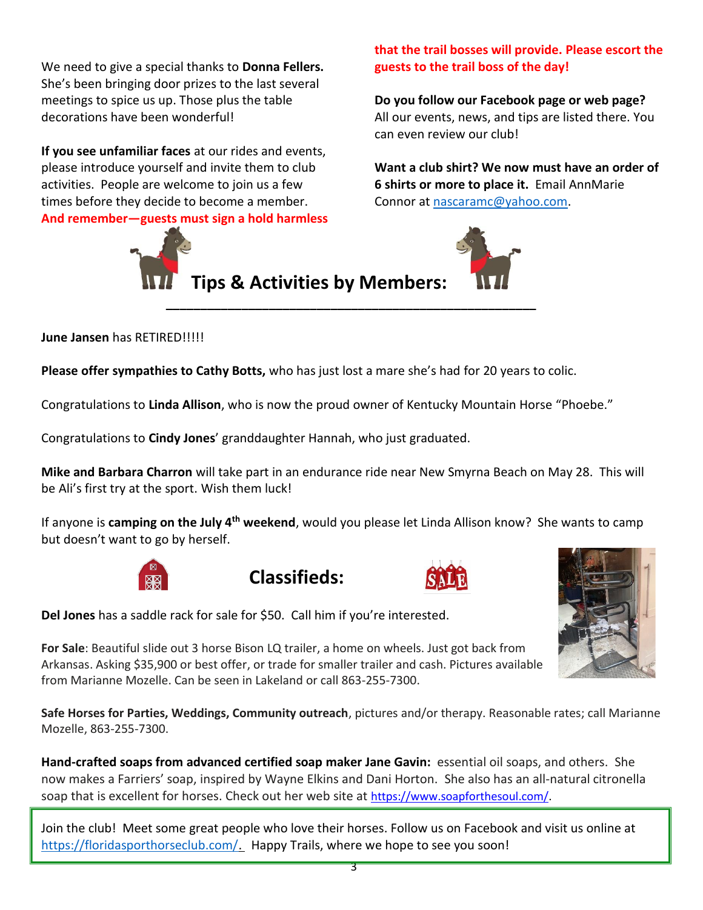We need to give a special thanks to **Donna Fellers.** She's been bringing door prizes to the last several meetings to spice us up. Those plus the table decorations have been wonderful!

**If you see unfamiliar faces** at our rides and events, please introduce yourself and invite them to club activities. People are welcome to join us a few times before they decide to become a member. **And remember—guests must sign a hold harmless that the trail bosses will provide. Please escort the guests to the trail boss of the day!**

**Do you follow our Facebook page or web page?** All our events, news, and tips are listed there. You can even review our club!

**Want a club shirt? We now must have an order of 6 shirts or more to place it.** Email AnnMarie Connor at nascaramc@yahoo.com.

## Tips & Activities by Members:

**June Jansen** has RETIRED!!!!!

**Please offer sympathies to Cathy Botts,** who has just lost a mare she's had for 20 years to colic.

Congratulations to **Linda Allison**, who is now the proud owner of Kentucky Mountain Horse "Phoebe."

Congratulations to **Cindy Jones**' granddaughter Hannah, who just graduated.

**Mike and Barbara Charron** will take part in an endurance ride near New Smyrna Beach on May 28. This will be Ali's first try at the sport. Wish them luck!

If anyone is **camping on the July 4th weekend**, would you please let Linda Allison know? She wants to camp but doesn't want to go by herself.

## Classifieds:

**Del Jones** has a saddle rack for sale for $50. Call him if you're interested.

**For Sale**: Beautiful slide out 3 horse Bison LQ trailer, a home on wheels. Just got back from Arkansas. Asking $35,900 or best offer, or trade for smaller trailer and cash. Pictures available from Marianne Mozelle. Can be seen in Lakeland or call 863-255-7300.

**Safe Horses for Parties, Weddings, Community outreach**, pictures and/or therapy. Reasonable rates; call Marianne Mozelle, 863-255-7300.

**Hand-crafted soaps from advanced certified soap maker Jane Gavin:** essential oil soaps, and others. She now makes a Farriers' soap, inspired by Wayne Elkins and Dani Horton. She also has an all-natural citronella soap that is excellent for horses. Check out her web site at https://www.soapforthesoul.com/.

Join the club! Meet some great people who love their horses. Follow us on Facebook and visit us online at https://floridasporthorseclub.com/. Happy Trails, where we hope to see you soon!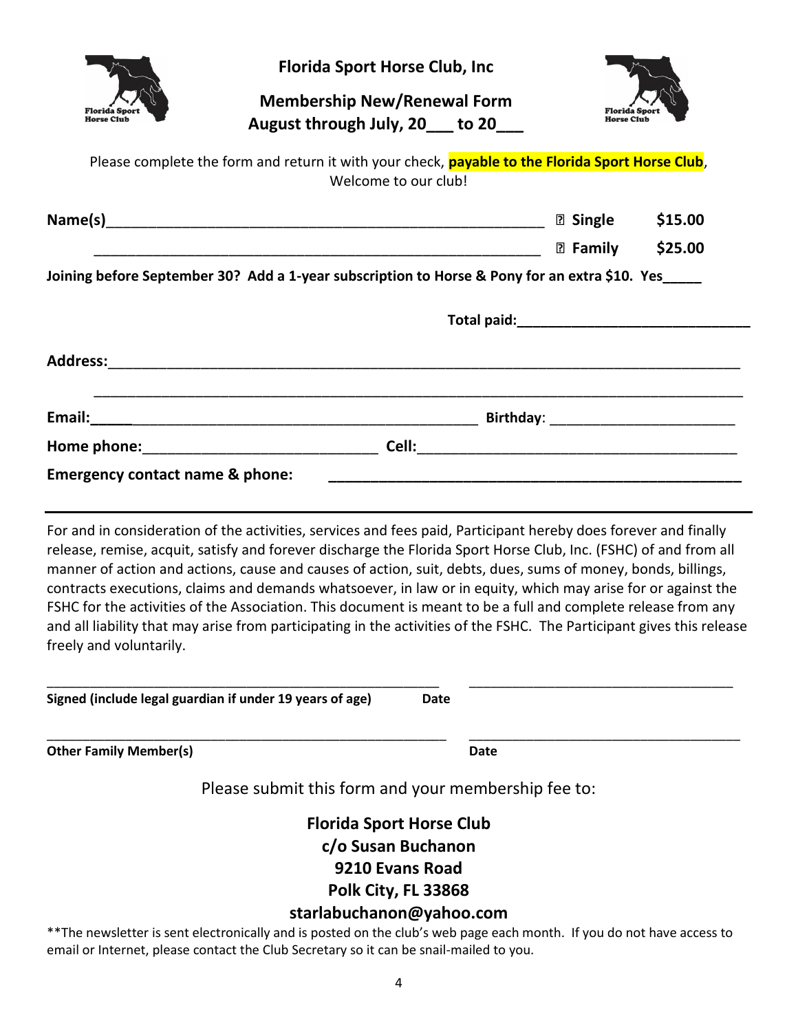**Florida Sport Horse Club, Inc**

**Membership New/Renewal Form**
**August through July, 20___ to 20___**

Please complete the form and return it with your check, **payable to the Florida Sport Horse Club**, Welcome to our club!

**Name(s)**_______________________________________________________ ☐ **Single** **$15.00**

_______________________________________________________ ☐ **Family** **$25.00**

**Joining before September 30? Add a 1-year subscription to Horse & Pony for an extra $10. Yes_____**

**Total paid:**_____________________________

**Address:**_____________________________________________________________________________

_____________________________________________________________________________

**Email:**_____________________________________________ **Birthday**: _______________________

**Home phone:**____________________________ **Cell:**_________________________________________

**Emergency contact name & phone:** _____________________________________________

For and in consideration of the activities, services and fees paid, Participant hereby does forever and finally release, remise, acquit, satisfy and forever discharge the Florida Sport Horse Club, Inc. (FSHC) of and from all manner of action and actions, cause and causes of action, suit, debts, dues, sums of money, bonds, billings, contracts executions, claims and demands whatsoever, in law or in equity, which may arise for or against the FSHC for the activities of the Association. This document is meant to be a full and complete release from any and all liability that may arise from participating in the activities of the FSHC. The Participant gives this release freely and voluntarily.

_____________________________________________________ _________________________________

**Signed (include legal guardian if under 19 years of age)** **Date**

_____________________________________________________ _________________________________

**Other Family Member(s)** **Date**

Please submit this form and your membership fee to:

**Florida Sport Horse Club**
**c/o Susan Buchanon**
**9210 Evans Road**
**Polk City, FL 33868**
**starlabuchanon@yahoo.com**

**The newsletter is sent electronically and is posted on the club's web page each month. If you do not have access to email or Internet, please contact the Club Secretary so it can be snail-mailed to you.